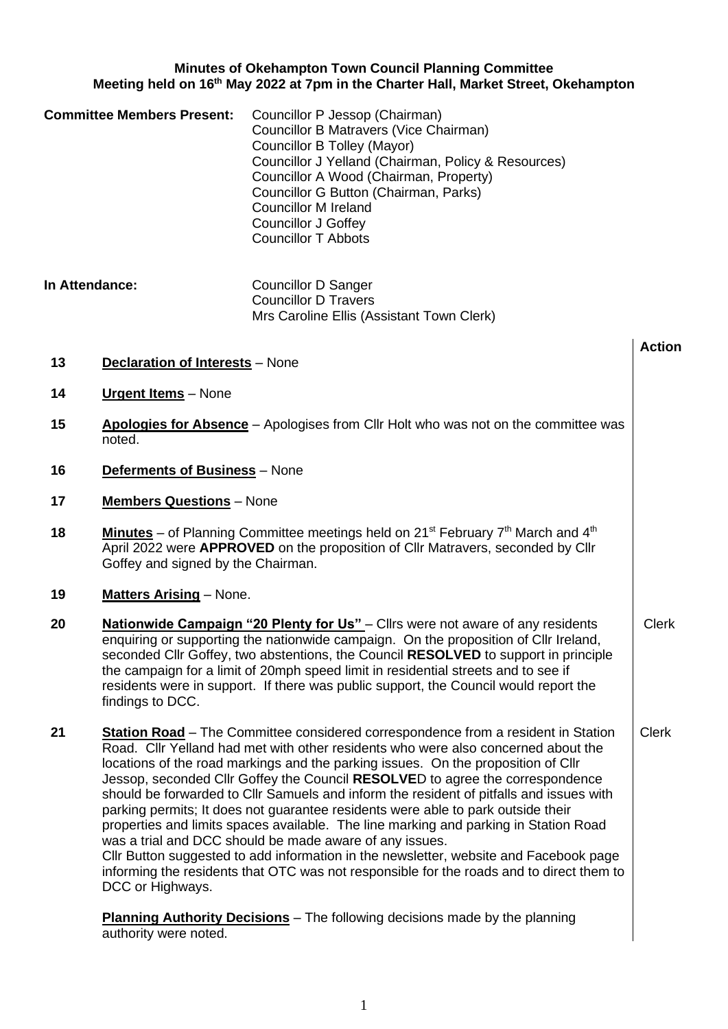**Minutes of Okehampton Town Council Planning Committee**
**Meeting held on 16th May 2022 at 7pm in the Charter Hall, Market Street, Okehampton**

**Committee Members Present:**
Councillor P Jessop (Chairman)
Councillor B Matravers (Vice Chairman)
Councillor B Tolley (Mayor)
Councillor J Yelland (Chairman, Policy & Resources)
Councillor A Wood (Chairman, Property)
Councillor G Button (Chairman, Parks)
Councillor M Ireland
Councillor J Goffey
Councillor T Abbots

**In Attendance:**
Councillor D Sanger
Councillor D Travers
Mrs Caroline Ellis (Assistant Town Clerk)

| | | **Action** |
|---|---|---|
| **13** | **Declaration of Interests** – None | |
| **14** | **Urgent Items** – None | |
| **15** | **Apologies for Absence** – Apologises from Cllr Holt who was not on the committee was noted. | |
| **16** | **Deferments of Business** – None | |
| **17** | **Members Questions** – None | |
| **18** | **Minutes** – of Planning Committee meetings held on 21st February 7th March and 4th April 2022 were **APPROVED** on the proposition of Cllr Matravers, seconded by Cllr Goffey and signed by the Chairman. | |
| **19** | **Matters Arising** – None. | |
| **20** | **Nationwide Campaign "20 Plenty for Us"** – Cllrs were not aware of any residents enquiring or supporting the nationwide campaign. On the proposition of Cllr Ireland, seconded Cllr Goffey, two abstentions, the Council **RESOLVED** to support in principle the campaign for a limit of 20mph speed limit in residential streets and to see if residents were in support. If there was public support, the Council would report the findings to DCC. | Clerk |
| **21** | **Station Road** – The Committee considered correspondence from a resident in Station Road. Cllr Yelland had met with other residents who were also concerned about the locations of the road markings and the parking issues. On the proposition of Cllr Jessop, seconded Cllr Goffey the Council **RESOLVE**D to agree the correspondence should be forwarded to Cllr Samuels and inform the resident of pitfalls and issues with parking permits; It does not guarantee residents were able to park outside their properties and limits spaces available. The line marking and parking in Station Road was a trial and DCC should be made aware of any issues.<br>Cllr Button suggested to add information in the newsletter, website and Facebook page informing the residents that OTC was not responsible for the roads and to direct them to DCC or Highways. | Clerk |
| | **Planning Authority Decisions** – The following decisions made by the planning authority were noted. | |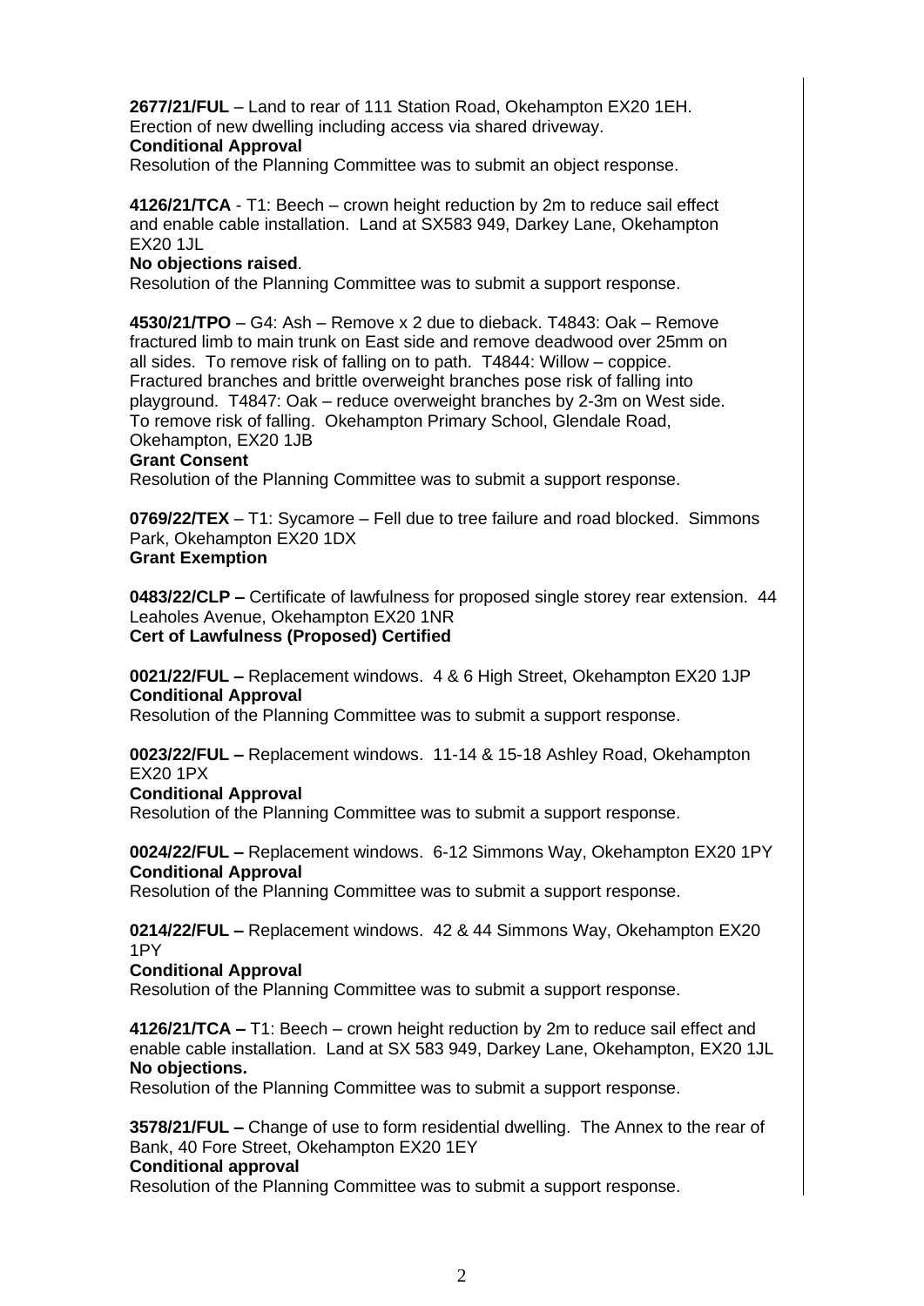**2677/21/FUL** – Land to rear of 111 Station Road, Okehampton EX20 1EH. Erection of new dwelling including access via shared driveway.
**Conditional Approval**
Resolution of the Planning Committee was to submit an object response.

**4126/21/TCA** - T1: Beech – crown height reduction by 2m to reduce sail effect and enable cable installation. Land at SX583 949, Darkey Lane, Okehampton EX20 1JL
**No objections raised**.
Resolution of the Planning Committee was to submit a support response.

**4530/21/TPO** – G4: Ash – Remove x 2 due to dieback. T4843: Oak – Remove fractured limb to main trunk on East side and remove deadwood over 25mm on all sides. To remove risk of falling on to path. T4844: Willow – coppice. Fractured branches and brittle overweight branches pose risk of falling into playground. T4847: Oak – reduce overweight branches by 2-3m on West side. To remove risk of falling. Okehampton Primary School, Glendale Road, Okehampton, EX20 1JB
**Grant Consent**
Resolution of the Planning Committee was to submit a support response.

**0769/22/TEX** – T1: Sycamore – Fell due to tree failure and road blocked. Simmons Park, Okehampton EX20 1DX
**Grant Exemption**

**0483/22/CLP –** Certificate of lawfulness for proposed single storey rear extension. 44 Leaholes Avenue, Okehampton EX20 1NR
**Cert of Lawfulness (Proposed) Certified**

**0021/22/FUL –** Replacement windows. 4 & 6 High Street, Okehampton EX20 1JP
**Conditional Approval**
Resolution of the Planning Committee was to submit a support response.

**0023/22/FUL –** Replacement windows. 11-14 & 15-18 Ashley Road, Okehampton EX20 1PX
**Conditional Approval**
Resolution of the Planning Committee was to submit a support response.

**0024/22/FUL –** Replacement windows. 6-12 Simmons Way, Okehampton EX20 1PY
**Conditional Approval**
Resolution of the Planning Committee was to submit a support response.

**0214/22/FUL –** Replacement windows. 42 & 44 Simmons Way, Okehampton EX20 1PY
**Conditional Approval**
Resolution of the Planning Committee was to submit a support response.

**4126/21/TCA –** T1: Beech – crown height reduction by 2m to reduce sail effect and enable cable installation. Land at SX 583 949, Darkey Lane, Okehampton, EX20 1JL
**No objections.**
Resolution of the Planning Committee was to submit a support response.

**3578/21/FUL –** Change of use to form residential dwelling. The Annex to the rear of Bank, 40 Fore Street, Okehampton EX20 1EY
**Conditional approval**
Resolution of the Planning Committee was to submit a support response.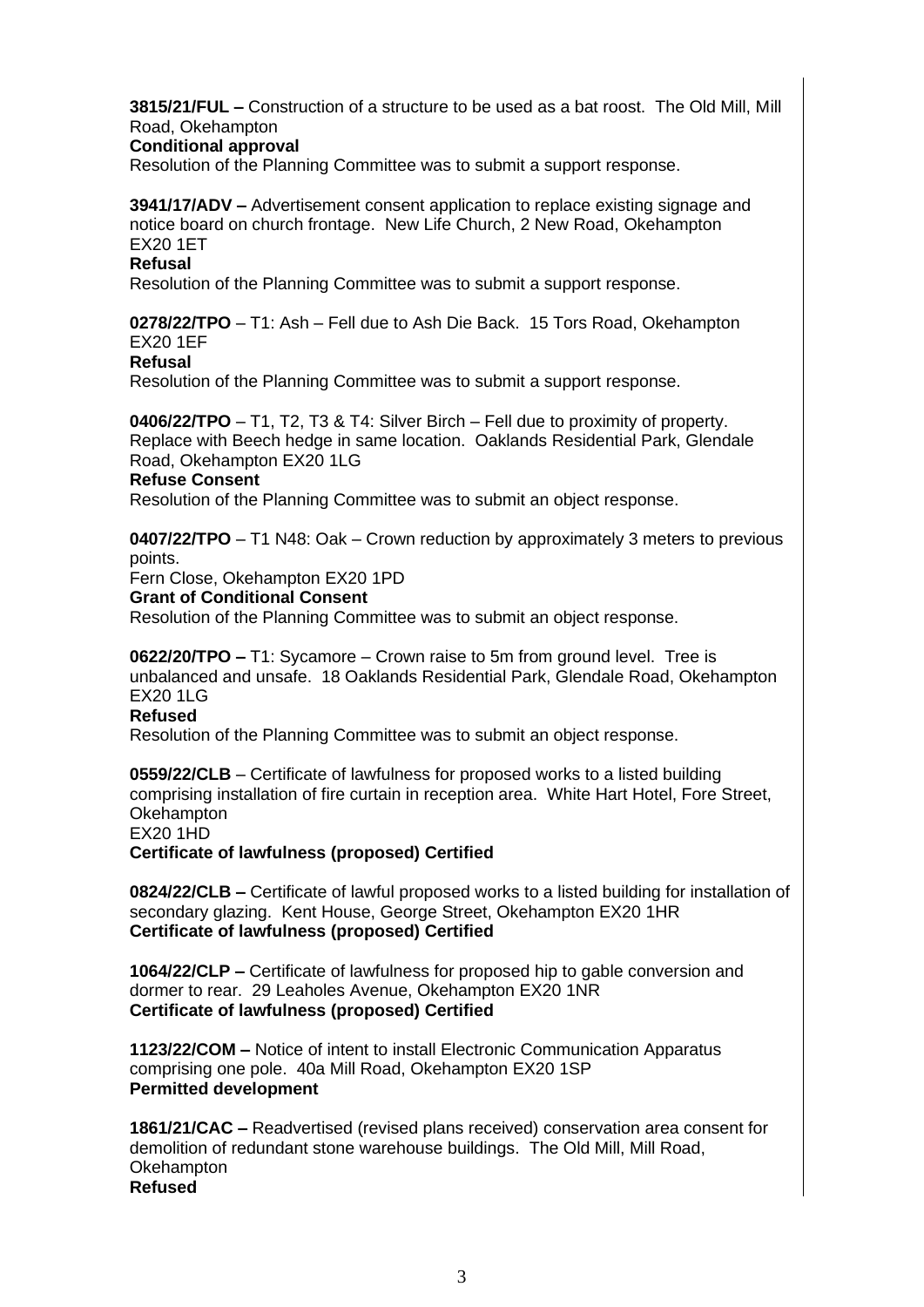**3815/21/FUL –** Construction of a structure to be used as a bat roost. The Old Mill, Mill Road, Okehampton
**Conditional approval**
Resolution of the Planning Committee was to submit a support response.

**3941/17/ADV –** Advertisement consent application to replace existing signage and notice board on church frontage. New Life Church, 2 New Road, Okehampton EX20 1ET
**Refusal**
Resolution of the Planning Committee was to submit a support response.

**0278/22/TPO** – T1: Ash – Fell due to Ash Die Back. 15 Tors Road, Okehampton EX20 1EF
**Refusal**
Resolution of the Planning Committee was to submit a support response.

**0406/22/TPO** – T1, T2, T3 & T4: Silver Birch – Fell due to proximity of property. Replace with Beech hedge in same location. Oaklands Residential Park, Glendale Road, Okehampton EX20 1LG
**Refuse Consent**
Resolution of the Planning Committee was to submit an object response.

**0407/22/TPO** – T1 N48: Oak – Crown reduction by approximately 3 meters to previous points.
Fern Close, Okehampton EX20 1PD
**Grant of Conditional Consent**
Resolution of the Planning Committee was to submit an object response.

**0622/20/TPO –** T1: Sycamore – Crown raise to 5m from ground level. Tree is unbalanced and unsafe. 18 Oaklands Residential Park, Glendale Road, Okehampton EX20 1LG
**Refused**
Resolution of the Planning Committee was to submit an object response.

**0559/22/CLB** – Certificate of lawfulness for proposed works to a listed building comprising installation of fire curtain in reception area. White Hart Hotel, Fore Street, Okehampton
EX20 1HD
**Certificate of lawfulness (proposed) Certified**

**0824/22/CLB –** Certificate of lawful proposed works to a listed building for installation of secondary glazing. Kent House, George Street, Okehampton EX20 1HR
**Certificate of lawfulness (proposed) Certified**

**1064/22/CLP –** Certificate of lawfulness for proposed hip to gable conversion and dormer to rear. 29 Leaholes Avenue, Okehampton EX20 1NR
**Certificate of lawfulness (proposed) Certified**

**1123/22/COM –** Notice of intent to install Electronic Communication Apparatus comprising one pole. 40a Mill Road, Okehampton EX20 1SP
**Permitted development**

**1861/21/CAC –** Readvertised (revised plans received) conservation area consent for demolition of redundant stone warehouse buildings. The Old Mill, Mill Road, Okehampton
**Refused**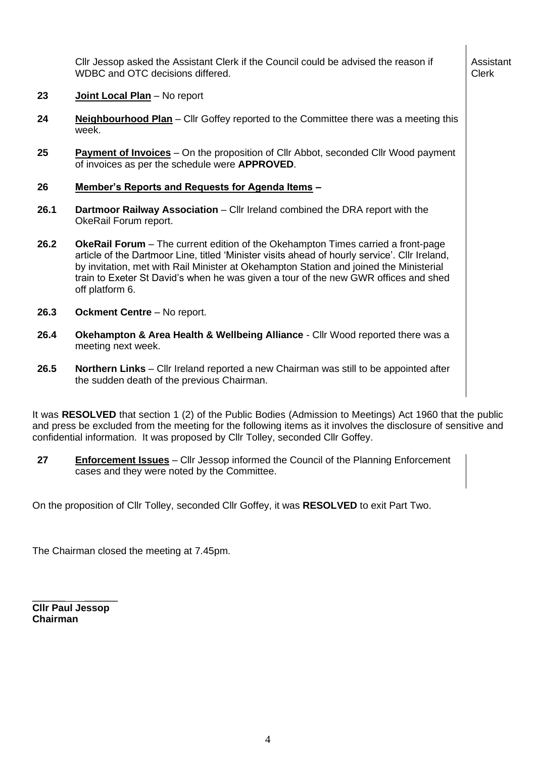Cllr Jessop asked the Assistant Clerk if the Council could be advised the reason if WDBC and OTC decisions differed. — **Assistant Clerk**

**23** **Joint Local Plan** – No report

**24** **Neighbourhood Plan** – Cllr Goffey reported to the Committee there was a meeting this week.

**25** **Payment of Invoices** – On the proposition of Cllr Abbot, seconded Cllr Wood payment of invoices as per the schedule were **APPROVED**.

**26** **Member's Reports and Requests for Agenda Items –**

**26.1** **Dartmoor Railway Association** – Cllr Ireland combined the DRA report with the OkeRail Forum report.

**26.2** **OkeRail Forum** – The current edition of the Okehampton Times carried a front-page article of the Dartmoor Line, titled 'Minister visits ahead of hourly service'. Cllr Ireland, by invitation, met with Rail Minister at Okehampton Station and joined the Ministerial train to Exeter St David's when he was given a tour of the new GWR offices and shed off platform 6.

**26.3** **Ockment Centre** – No report.

**26.4** **Okehampton & Area Health & Wellbeing Alliance** - Cllr Wood reported there was a meeting next week.

**26.5** **Northern Links** – Cllr Ireland reported a new Chairman was still to be appointed after the sudden death of the previous Chairman.

It was **RESOLVED** that section 1 (2) of the Public Bodies (Admission to Meetings) Act 1960 that the public and press be excluded from the meeting for the following items as it involves the disclosure of sensitive and confidential information. It was proposed by Cllr Tolley, seconded Cllr Goffey.

**27** **Enforcement Issues** – Cllr Jessop informed the Council of the Planning Enforcement cases and they were noted by the Committee.

On the proposition of Cllr Tolley, seconded Cllr Goffey, it was **RESOLVED** to exit Part Two.

The Chairman closed the meeting at 7.45pm.

\_\_\_\_\_\_\_\_\_\_\_\_\_\_\_\_

**Cllr Paul Jessop**
**Chairman**